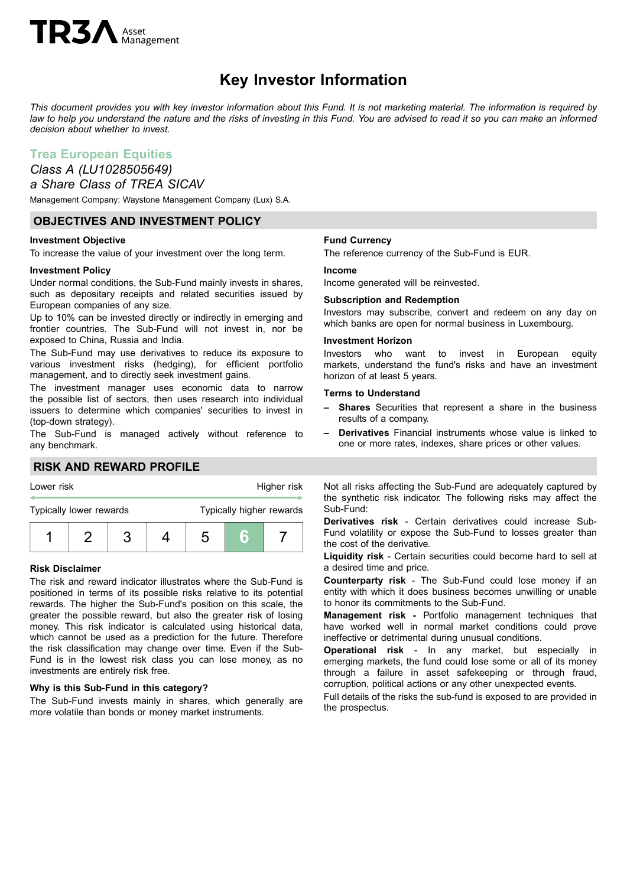TR3A Asset Management

# Key Investor Information

*This document provides you with key investor information about this Fund. It is not marketing material. The information is required by law to help you understand the nature and the risks of investing in this Fund. You are advised to read it so you can make an informed decision about whether to invest.*

## Trea European Equities

*Class A (LU1028505649)*

*a Share Class of TREA SICAV*

Management Company: Waystone Management Company (Lux) S.A.

## OBJECTIVES AND INVESTMENT POLICY

### Investment Objective

To increase the value of your investment over the long term.

### Investment Policy

Under normal conditions, the Sub-Fund mainly invests in shares, such as depositary receipts and related securities issued by European companies of any size.

Up to 10% can be invested directly or indirectly in emerging and frontier countries. The Sub-Fund will not invest in, nor be exposed to China, Russia and India.

The Sub-Fund may use derivatives to reduce its exposure to various investment risks (hedging), for efficient portfolio management, and to directly seek investment gains.

The investment manager uses economic data to narrow the possible list of sectors, then uses research into individual issuers to determine which companies' securities to invest in (top-down strategy).

The Sub-Fund is managed actively without reference to any benchmark.

### Fund Currency

The reference currency of the Sub-Fund is EUR.

### Income

Income generated will be reinvested.

### Subscription and Redemption

Investors may subscribe, convert and redeem on any day on which banks are open for normal business in Luxembourg.

### Investment Horizon

Investors who want to invest in European equity markets, understand the fund's risks and have an investment horizon of at least 5 years.

### Terms to Understand

- **Shares** Securities that represent a share in the business results of a company.
- **Derivatives** Financial instruments whose value is linked to one or more rates, indexes, share prices or other values.

## RISK AND REWARD PROFILE

| Lower risk | | | | | | Higher risk |
|---|---|---|---|---|---|---|
| Typically lower rewards | | | | | | Typically higher rewards |
| 1 | 2 | 3 | 4 | 5 | **6** | 7 |

### Risk Disclaimer

The risk and reward indicator illustrates where the Sub-Fund is positioned in terms of its possible risks relative to its potential rewards. The higher the Sub-Fund's position on this scale, the greater the possible reward, but also the greater risk of losing money. This risk indicator is calculated using historical data, which cannot be used as a prediction for the future. Therefore the risk classification may change over time. Even if the Sub-Fund is in the lowest risk class you can lose money, as no investments are entirely risk free.

### Why is this Sub-Fund in this category?

The Sub-Fund invests mainly in shares, which generally are more volatile than bonds or money market instruments.

Not all risks affecting the Sub-Fund are adequately captured by the synthetic risk indicator. The following risks may affect the Sub-Fund:

**Derivatives risk** - Certain derivatives could increase Sub-Fund volatility or expose the Sub-Fund to losses greater than the cost of the derivative.

**Liquidity risk** - Certain securities could become hard to sell at a desired time and price.

**Counterparty risk** - The Sub-Fund could lose money if an entity with which it does business becomes unwilling or unable to honor its commitments to the Sub-Fund.

**Management risk -** Portfolio management techniques that have worked well in normal market conditions could prove ineffective or detrimental during unusual conditions.

**Operational risk** - In any market, but especially in emerging markets, the fund could lose some or all of its money through a failure in asset safekeeping or through fraud, corruption, political actions or any other unexpected events.

Full details of the risks the sub-fund is exposed to are provided in the prospectus.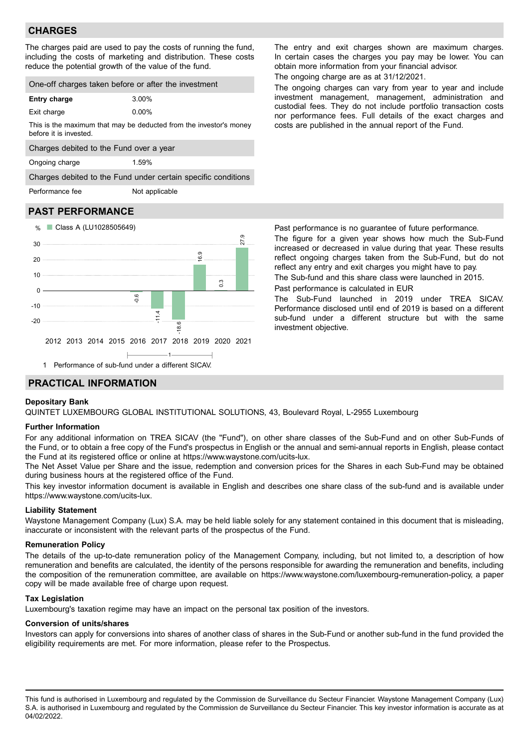## CHARGES

The charges paid are used to pay the costs of running the fund, including the costs of marketing and distribution. These costs reduce the potential growth of the value of the fund.

| One-off charges taken before or after the investment | |
|---|---|
| **Entry charge** | 3.00% |
| Exit charge | 0.00% |
| This is the maximum that may be deducted from the investor's money before it is invested. | |
| **Charges debited to the Fund over a year** | |
| Ongoing charge | 1.59% |
| **Charges debited to the Fund under certain specific conditions** | |
| Performance fee | Not applicable |

The entry and exit charges shown are maximum charges. In certain cases the charges you pay may be lower. You can obtain more information from your financial advisor.

The ongoing charge are as at 31/12/2021.

The ongoing charges can vary from year to year and include investment management, management, administration and custodial fees. They do not include portfolio transaction costs nor performance fees. Full details of the exact charges and costs are published in the annual report of the Fund.

## PAST PERFORMANCE

%
Class A (LU1028505649)
30
20
10
0
-10
-20
-0.6
-11.4
-18.6
16.9
0.3
27.9
2012 2013 2014 2015 2016 2017 2018 2019 2020 2021
1

1 Performance of sub-fund under a different SICAV.

Past performance is no guarantee of future performance.

The figure for a given year shows how much the Sub-Fund increased or decreased in value during that year. These results reflect ongoing charges taken from the Sub-Fund, but do not reflect any entry and exit charges you might have to pay.

The Sub-fund and this share class were launched in 2015.

Past performance is calculated in EUR

The Sub-Fund launched in 2019 under TREA SICAV. Performance disclosed until end of 2019 is based on a different sub-fund under a different structure but with the same investment objective.

## PRACTICAL INFORMATION

**Depositary Bank**

QUINTET LUXEMBOURG GLOBAL INSTITUTIONAL SOLUTIONS, 43, Boulevard Royal, L-2955 Luxembourg

**Further Information**

For any additional information on TREA SICAV (the "Fund"), on other share classes of the Sub-Fund and on other Sub-Funds of the Fund, or to obtain a free copy of the Fund's prospectus in English or the annual and semi-annual reports in English, please contact the Fund at its registered office or online at https://www.waystone.com/ucits-lux.

The Net Asset Value per Share and the issue, redemption and conversion prices for the Shares in each Sub-Fund may be obtained during business hours at the registered office of the Fund.

This key investor information document is available in English and describes one share class of the sub-fund and is available under https://www.waystone.com/ucits-lux.

**Liability Statement**

Waystone Management Company (Lux) S.A. may be held liable solely for any statement contained in this document that is misleading, inaccurate or inconsistent with the relevant parts of the prospectus of the Fund.

**Remuneration Policy**

The details of the up-to-date remuneration policy of the Management Company, including, but not limited to, a description of how remuneration and benefits are calculated, the identity of the persons responsible for awarding the remuneration and benefits, including the composition of the remuneration committee, are available on https://www.waystone.com/luxembourg-remuneration-policy, a paper copy will be made available free of charge upon request.

**Tax Legislation**

Luxembourg's taxation regime may have an impact on the personal tax position of the investors.

**Conversion of units/shares**

Investors can apply for conversions into shares of another class of shares in the Sub-Fund or another sub-fund in the fund provided the eligibility requirements are met. For more information, please refer to the Prospectus.

This fund is authorised in Luxembourg and regulated by the Commission de Surveillance du Secteur Financier. Waystone Management Company (Lux) S.A. is authorised in Luxembourg and regulated by the Commission de Surveillance du Secteur Financier. This key investor information is accurate as at 04/02/2022.